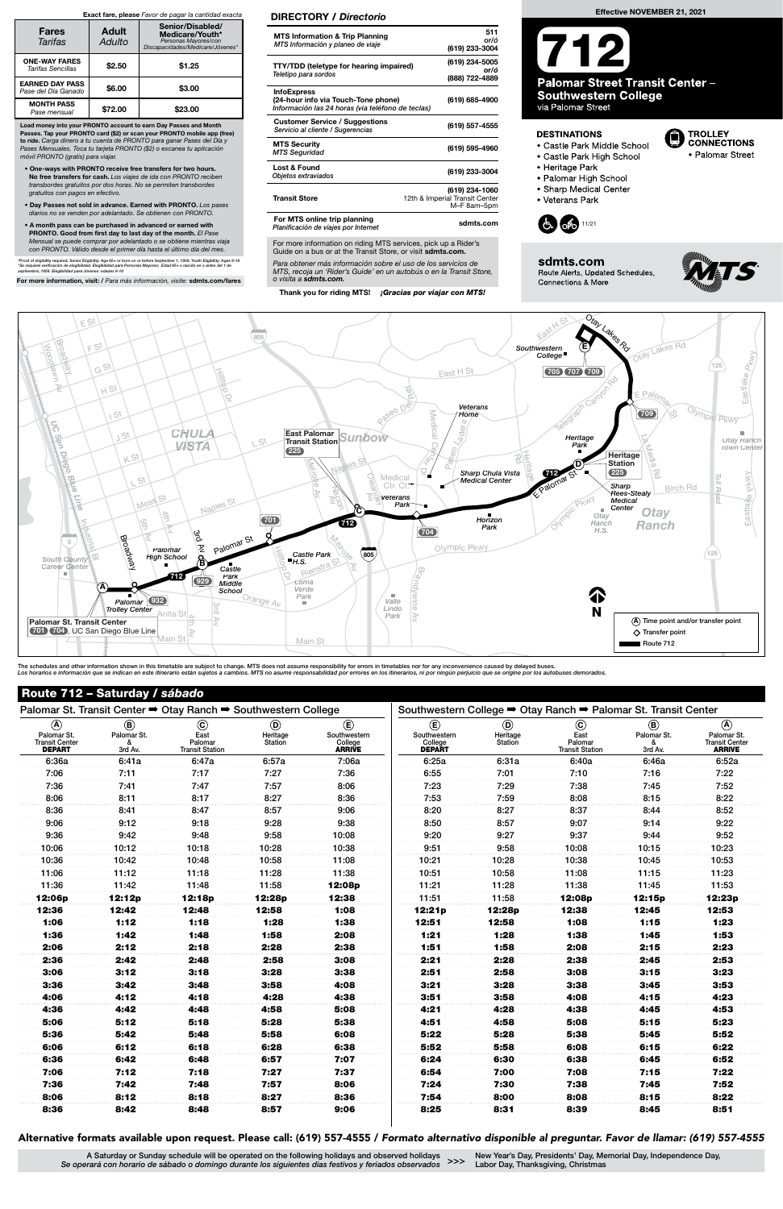**Exact fare, please** *Favor de pagar la cantidad exacta*

| Fares *Tarifas* | Adult *Adulto* | Senior/Disabled/ Medicare/Youth* *Personas Mayores/con Discapacidades/Medicare/Jóvenes** |
|---|---|---|
| ONE-WAY FARES *Tarifas Sencillas* | $2.50 | $1.25 |
| EARNED DAY PASS *Pase del Día Ganado* | $6.00 | $3.00 |
| MONTH PASS *Pase mensual* | $72.00 | $23.00 |

**Load money into your PRONTO account to earn Day Passes and Month Passes. Tap your PRONTO card ($2) or scan your PRONTO mobile app (free) to ride.** *Carga dinero a tu cuenta de PRONTO para ganar Pases del Día y Pases Mensuales. Toca tu tarjeta PRONTO ($2) o escanea tu aplicación móvil PRONTO (gratis) para viajar.*

- **One-ways with PRONTO receive free transfers for two hours. No free transfers for cash.** *Los viajes de ida con PRONTO reciben transbordes gratuitos por dos horas. No se permiten transbordes gratuitos con pagos en efectivo.*
- **Day Passes not sold in advance. Earned with PRONTO.** *Los pases diarios no se venden por adelantado. Se obtienen con PRONTO.*
- **A month pass can be purchased in advanced or earned with PRONTO. Good from first day to last day of the month.** *El Pase Mensual se puede comprar por adelantado o se obtiene mientras viaja con PRONTO. Válido desde el primer día hasta el último día del mes.*

*Proof of eligibility required. Senior Eligibility: Age 65+ or born on or before September 1, 1959. Youth Eligibility: Ages 6-18
*Se requiere verificación de elegibilidad. Elegibilidad para Personas Mayores: Edad 65+ o nacido en o antes del 1 de septiembre, 1959. Elegibilidad para Jóvenes: edades 6-18

**For more information, visit:** / *Para más información, visite:* **sdmts.com/fares**

## DIRECTORY / *Directorio*

| | |
|---|---|
| MTS Information & Trip Planning *MTS Información y planeo de viaje* | 511 or/ó (619) 233-3004 |
| TTY/TDD (teletype for hearing impaired) *Teletipo para sordos* | (619) 234-5005 or/ó (888) 722-4889 |
| InfoExpress (24-hour info via Touch-Tone phone) *Información las 24 horas (via teléfono de teclas)* | (619) 685-4900 |
| Customer Service / Suggestions *Servicio al cliente / Sugerencias* | (619) 557-4555 |
| MTS Security *MTS Seguridad* | (619) 595-4960 |
| Lost & Found *Objetos extraviados* | (619) 233-3004 |
| Transit Store | (619) 234-1060 12th & Imperial Transit Center M–F 8am–5pm |
| For MTS online trip planning *Planificación de viajes por Internet* | sdmts.com |

For more information on riding MTS services, pick up a Rider's Guide on a bus or at the Transit Store, or visit **sdmts.com.**

*Para obtener más información sobre el uso de los servicios de MTS, recoja un 'Rider's Guide' en un autobús o en la Transit Store, o visita a sdmts.com.*

**Thank you for riding MTS!** ***¡Gracias por viajar con MTS!***

**Effective NOVEMBER 21, 2021**

# 712

## Palomar Street Transit Center – Southwestern College

via Palomar Street

**DESTINATIONS**
- Castle Park Middle School
- Castle Park High School
- Heritage Park
- Palomar High School
- Sharp Medical Center
- Veterans Park

**TROLLEY CONNECTIONS**
- Palomar Street

11/21

**sdmts.com**
Route Alerts, Updated Schedules, Connections & More

Ⓐ Time point and/or transfer point
◇ Transfer point
Route 712

The schedules and other information shown in this timetable are subject to change. MTS does not assume responsibility for errors in timetables nor for any inconvenience caused by delayed buses.
*Los horarios e información que se indican en este itinerario están sujetos a cambios. MTS no asume responsabilidad por errores en los itinerarios, ni por ningún perjuicio que se origine por los autobuses demorados.*

## Route 712 – Saturday / *sábado*

### Palomar St. Transit Center ➡ Otay Ranch ➡ Southwestern College

| (A) Palomar St. Transit Center DEPART | (B) Palomar St. & 3rd Av. | (C) East Palomar Transit Station | (D) Heritage Station | (E) Southwestern College ARRIVE |
|---|---|---|---|---|
| 6:36a | 6:41a | 6:47a | 6:57a | 7:06a |
| 7:06 | 7:11 | 7:17 | 7:27 | 7:36 |
| 7:36 | 7:41 | 7:47 | 7:57 | 8:06 |
| 8:06 | 8:11 | 8:17 | 8:27 | 8:36 |
| 8:36 | 8:41 | 8:47 | 8:57 | 9:06 |
| 9:06 | 9:12 | 9:18 | 9:28 | 9:38 |
| 9:36 | 9:42 | 9:48 | 9:58 | 10:08 |
| 10:06 | 10:12 | 10:18 | 10:28 | 10:38 |
| 10:36 | 10:42 | 10:48 | 10:58 | 11:08 |
| 11:06 | 11:12 | 11:18 | 11:28 | 11:38 |
| 11:36 | 11:42 | 11:48 | 11:58 | **12:08p** |
| **12:06p** | **12:12p** | **12:18p** | **12:28p** | **12:38** |
| **12:36** | **12:42** | **12:48** | **12:58** | **1:08** |
| **1:06** | **1:12** | **1:18** | **1:28** | **1:38** |
| **1:36** | **1:42** | **1:48** | **1:58** | **2:08** |
| **2:06** | **2:12** | **2:18** | **2:28** | **2:38** |
| **2:36** | **2:42** | **2:48** | **2:58** | **3:08** |
| **3:06** | **3:12** | **3:18** | **3:28** | **3:38** |
| **3:36** | **3:42** | **3:48** | **3:58** | **4:08** |
| **4:06** | **4:12** | **4:18** | **4:28** | **4:38** |
| **4:36** | **4:42** | **4:48** | **4:58** | **5:08** |
| **5:06** | **5:12** | **5:18** | **5:28** | **5:38** |
| **5:36** | **5:42** | **5:48** | **5:58** | **6:08** |
| **6:06** | **6:12** | **6:18** | **6:28** | **6:38** |
| **6:36** | **6:42** | **6:48** | **6:57** | **7:07** |
| **7:06** | **7:12** | **7:18** | **7:27** | **7:37** |
| **7:36** | **7:42** | **7:48** | **7:57** | **8:06** |
| **8:06** | **8:12** | **8:18** | **8:27** | **8:36** |
| **8:36** | **8:42** | **8:48** | **8:57** | **9:06** |

### Southwestern College ➡ Otay Ranch ➡ Palomar St. Transit Center

| (E) Southwestern College DEPART | (D) Heritage Station | (C) East Palomar Transit Station | (B) Palomar St. & 3rd Av. | (A) Palomar St. Transit Center ARRIVE |
|---|---|---|---|---|
| 6:25a | 6:31a | 6:40a | 6:46a | 6:52a |
| 6:55 | 7:01 | 7:10 | 7:16 | 7:22 |
| 7:23 | 7:29 | 7:38 | 7:45 | 7:52 |
| 7:53 | 7:59 | 8:08 | 8:15 | 8:22 |
| 8:20 | 8:27 | 8:37 | 8:44 | 8:52 |
| 8:50 | 8:57 | 9:07 | 9:14 | 9:22 |
| 9:20 | 9:27 | 9:37 | 9:44 | 9:52 |
| 9:51 | 9:58 | 10:08 | 10:15 | 10:23 |
| 10:21 | 10:28 | 10:38 | 10:45 | 10:53 |
| 10:51 | 10:58 | 11:08 | 11:15 | 11:23 |
| 11:21 | 11:28 | 11:38 | 11:45 | 11:53 |
| 11:51 | 11:58 | **12:08p** | **12:15p** | **12:23p** |
| **12:21p** | **12:28p** | **12:38** | **12:45** | **12:53** |
| **12:51** | **12:58** | **1:08** | **1:15** | **1:23** |
| **1:21** | **1:28** | **1:38** | **1:45** | **1:53** |
| **1:51** | **1:58** | **2:08** | **2:15** | **2:23** |
| **2:21** | **2:28** | **2:38** | **2:45** | **2:53** |
| **2:51** | **2:58** | **3:08** | **3:15** | **3:23** |
| **3:21** | **3:28** | **3:38** | **3:45** | **3:53** |
| **3:51** | **3:58** | **4:08** | **4:15** | **4:23** |
| **4:21** | **4:28** | **4:38** | **4:45** | **4:53** |
| **4:51** | **4:58** | **5:08** | **5:15** | **5:23** |
| **5:22** | **5:28** | **5:38** | **5:45** | **5:52** |
| **5:52** | **5:58** | **6:08** | **6:15** | **6:22** |
| **6:24** | **6:30** | **6:38** | **6:45** | **6:52** |
| **6:54** | **7:00** | **7:08** | **7:15** | **7:22** |
| **7:24** | **7:30** | **7:38** | **7:45** | **7:52** |
| **7:54** | **8:00** | **8:08** | **8:15** | **8:22** |
| **8:25** | **8:31** | **8:39** | **8:45** | **8:51** |

**Alternative formats available upon request. Please call: (619) 557-4555 /** ***Formato alternativo disponible al preguntar. Favor de llamar: (619) 557-4555***

A Saturday or Sunday schedule will be operated on the following holidays and observed holidays >>> New Year's Day, Presidents' Day, Memorial Day, Independence Day, Labor Day, Thanksgiving, Christmas
*Se operará con horario de sábado o domingo durante los siguientes días festivos y feriados observados*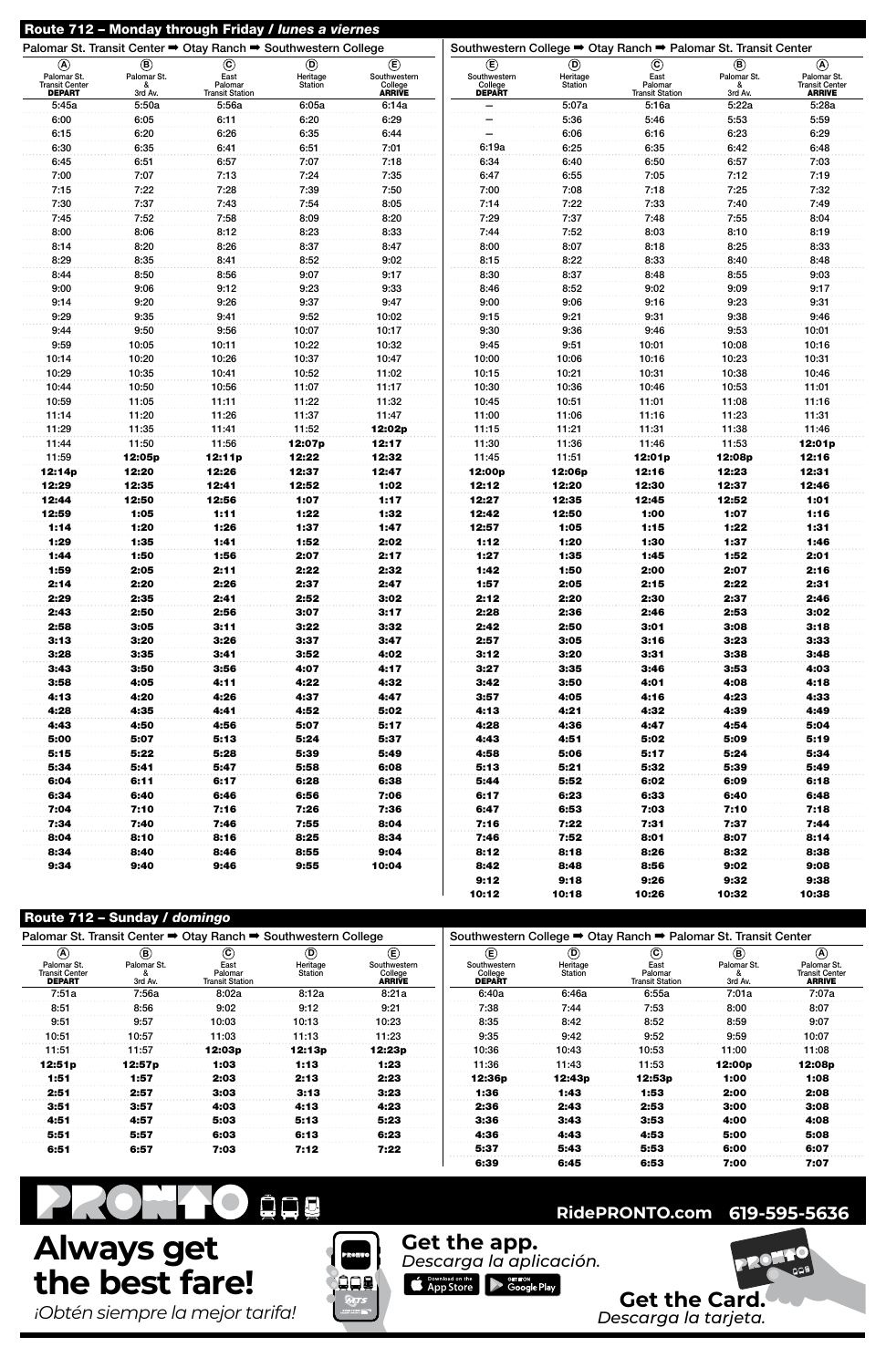## Route 712 – Monday through Friday / *lunes a viernes*

### Palomar St. Transit Center ➡ Otay Ranch ➡ Southwestern College

| (A) Palomar St. Transit Center DEPART | (B) Palomar St. & 3rd Av. | (C) East Palomar Transit Station | (D) Heritage Station | (E) Southwestern College ARRIVE |
|---|---|---|---|---|
| 5:45a | 5:50a | 5:56a | 6:05a | 6:14a |
| 6:00 | 6:05 | 6:11 | 6:20 | 6:29 |
| 6:15 | 6:20 | 6:26 | 6:35 | 6:44 |
| 6:30 | 6:35 | 6:41 | 6:51 | 7:01 |
| 6:45 | 6:51 | 6:57 | 7:07 | 7:18 |
| 7:00 | 7:07 | 7:13 | 7:24 | 7:35 |
| 7:15 | 7:22 | 7:28 | 7:39 | 7:50 |
| 7:30 | 7:37 | 7:43 | 7:54 | 8:05 |
| 7:45 | 7:52 | 7:58 | 8:09 | 8:20 |
| 8:00 | 8:06 | 8:12 | 8:23 | 8:33 |
| 8:14 | 8:20 | 8:26 | 8:37 | 8:47 |
| 8:29 | 8:35 | 8:41 | 8:52 | 9:02 |
| 8:44 | 8:50 | 8:56 | 9:07 | 9:17 |
| 9:00 | 9:06 | 9:12 | 9:23 | 9:33 |
| 9:14 | 9:20 | 9:26 | 9:37 | 9:47 |
| 9:29 | 9:35 | 9:41 | 9:52 | 10:02 |
| 9:44 | 9:50 | 9:56 | 10:07 | 10:17 |
| 9:59 | 10:05 | 10:11 | 10:22 | 10:32 |
| 10:14 | 10:20 | 10:26 | 10:37 | 10:47 |
| 10:29 | 10:35 | 10:41 | 10:52 | 11:02 |
| 10:44 | 10:50 | 10:56 | 11:07 | 11:17 |
| 10:59 | 11:05 | 11:11 | 11:22 | 11:32 |
| 11:14 | 11:20 | 11:26 | 11:37 | 11:47 |
| 11:29 | 11:35 | 11:41 | 11:52 | **12:02p** |
| 11:44 | 11:50 | 11:56 | **12:07p** | **12:17** |
| 11:59 | **12:05p** | **12:11p** | **12:22** | **12:32** |
| **12:14p** | **12:20** | **12:26** | **12:37** | **12:47** |
| **12:29** | **12:35** | **12:41** | **12:52** | **1:02** |
| **12:44** | **12:50** | **12:56** | **1:07** | **1:17** |
| **12:59** | **1:05** | **1:11** | **1:22** | **1:32** |
| **1:14** | **1:20** | **1:26** | **1:37** | **1:47** |
| **1:29** | **1:35** | **1:41** | **1:52** | **2:02** |
| **1:44** | **1:50** | **1:56** | **2:07** | **2:17** |
| **1:59** | **2:05** | **2:11** | **2:22** | **2:32** |
| **2:14** | **2:20** | **2:26** | **2:37** | **2:47** |
| **2:29** | **2:35** | **2:41** | **2:52** | **3:02** |
| **2:43** | **2:50** | **2:56** | **3:07** | **3:17** |
| **2:58** | **3:05** | **3:11** | **3:22** | **3:32** |
| **3:13** | **3:20** | **3:26** | **3:37** | **3:47** |
| **3:28** | **3:35** | **3:41** | **3:52** | **4:02** |
| **3:43** | **3:50** | **3:56** | **4:07** | **4:17** |
| **3:58** | **4:05** | **4:11** | **4:22** | **4:32** |
| **4:13** | **4:20** | **4:26** | **4:37** | **4:47** |
| **4:28** | **4:35** | **4:41** | **4:52** | **5:02** |
| **4:43** | **4:50** | **4:56** | **5:07** | **5:17** |
| **5:00** | **5:07** | **5:13** | **5:24** | **5:37** |
| **5:15** | **5:22** | **5:28** | **5:39** | **5:49** |
| **5:34** | **5:41** | **5:47** | **5:58** | **6:08** |
| **6:04** | **6:11** | **6:17** | **6:28** | **6:38** |
| **6:34** | **6:40** | **6:46** | **6:56** | **7:06** |
| **7:04** | **7:10** | **7:16** | **7:26** | **7:36** |
| **7:34** | **7:40** | **7:46** | **7:55** | **8:04** |
| **8:04** | **8:10** | **8:16** | **8:25** | **8:34** |
| **8:34** | **8:40** | **8:46** | **8:55** | **9:04** |
| **9:34** | **9:40** | **9:46** | **9:55** | **10:04** |

### Southwestern College ➡ Otay Ranch ➡ Palomar St. Transit Center

| (E) Southwestern College DEPART | (D) Heritage Station | (C) East Palomar Transit Station | (B) Palomar St. & 3rd Av. | (A) Palomar St. Transit Center ARRIVE |
|---|---|---|---|---|
| – | 5:07a | 5:16a | 5:22a | 5:28a |
| – | 5:36 | 5:46 | 5:53 | 5:59 |
| – | 6:06 | 6:16 | 6:23 | 6:29 |
| 6:19a | 6:25 | 6:35 | 6:42 | 6:48 |
| 6:34 | 6:40 | 6:50 | 6:57 | 7:03 |
| 6:47 | 6:55 | 7:05 | 7:12 | 7:19 |
| 7:00 | 7:08 | 7:18 | 7:25 | 7:32 |
| 7:14 | 7:22 | 7:33 | 7:40 | 7:49 |
| 7:29 | 7:37 | 7:48 | 7:55 | 8:04 |
| 7:44 | 7:52 | 8:03 | 8:10 | 8:19 |
| 8:00 | 8:07 | 8:18 | 8:25 | 8:33 |
| 8:15 | 8:22 | 8:33 | 8:40 | 8:48 |
| 8:30 | 8:37 | 8:48 | 8:55 | 9:03 |
| 8:46 | 8:52 | 9:02 | 9:09 | 9:17 |
| 9:00 | 9:06 | 9:16 | 9:23 | 9:31 |
| 9:15 | 9:21 | 9:31 | 9:38 | 9:46 |
| 9:30 | 9:36 | 9:46 | 9:53 | 10:01 |
| 9:45 | 9:51 | 10:01 | 10:08 | 10:16 |
| 10:00 | 10:06 | 10:16 | 10:23 | 10:31 |
| 10:15 | 10:21 | 10:31 | 10:38 | 10:46 |
| 10:30 | 10:36 | 10:46 | 10:53 | 11:01 |
| 10:45 | 10:51 | 11:01 | 11:08 | 11:16 |
| 11:00 | 11:06 | 11:16 | 11:23 | 11:31 |
| 11:15 | 11:21 | 11:31 | 11:38 | 11:46 |
| 11:30 | 11:36 | 11:46 | 11:53 | **12:01p** |
| 11:45 | 11:51 | **12:01p** | **12:08p** | **12:16** |
| **12:00p** | **12:06p** | **12:16** | **12:23** | **12:31** |
| **12:12** | **12:20** | **12:30** | **12:37** | **12:46** |
| **12:27** | **12:35** | **12:45** | **12:52** | **1:01** |
| **12:42** | **12:50** | **1:00** | **1:07** | **1:16** |
| **12:57** | **1:05** | **1:15** | **1:22** | **1:31** |
| **1:12** | **1:20** | **1:30** | **1:37** | **1:46** |
| **1:27** | **1:35** | **1:45** | **1:52** | **2:01** |
| **1:42** | **1:50** | **2:00** | **2:07** | **2:16** |
| **1:57** | **2:05** | **2:15** | **2:22** | **2:31** |
| **2:12** | **2:20** | **2:30** | **2:37** | **2:46** |
| **2:28** | **2:36** | **2:46** | **2:53** | **3:02** |
| **2:42** | **2:50** | **3:01** | **3:08** | **3:18** |
| **2:57** | **3:05** | **3:16** | **3:23** | **3:33** |
| **3:12** | **3:20** | **3:31** | **3:38** | **3:48** |
| **3:27** | **3:35** | **3:46** | **3:53** | **4:03** |
| **3:42** | **3:50** | **4:01** | **4:08** | **4:18** |
| **3:57** | **4:05** | **4:16** | **4:23** | **4:33** |
| **4:13** | **4:21** | **4:32** | **4:39** | **4:49** |
| **4:28** | **4:36** | **4:47** | **4:54** | **5:04** |
| **4:43** | **4:51** | **5:02** | **5:09** | **5:19** |
| **4:58** | **5:06** | **5:17** | **5:24** | **5:34** |
| **5:13** | **5:21** | **5:32** | **5:39** | **5:49** |
| **5:44** | **5:52** | **6:02** | **6:09** | **6:18** |
| **6:17** | **6:23** | **6:33** | **6:40** | **6:48** |
| **6:47** | **6:53** | **7:03** | **7:10** | **7:18** |
| **7:16** | **7:22** | **7:31** | **7:37** | **7:44** |
| **7:46** | **7:52** | **8:01** | **8:07** | **8:14** |
| **8:12** | **8:18** | **8:26** | **8:32** | **8:38** |
| **8:42** | **8:48** | **8:56** | **9:02** | **9:08** |
| **9:12** | **9:18** | **9:26** | **9:32** | **9:38** |
| **10:12** | **10:18** | **10:26** | **10:32** | **10:38** |

## Route 712 – Sunday / *domingo*

### Palomar St. Transit Center ➡ Otay Ranch ➡ Southwestern College

| (A) Palomar St. Transit Center DEPART | (B) Palomar St. & 3rd Av. | (C) East Palomar Transit Station | (D) Heritage Station | (E) Southwestern College ARRIVE |
|---|---|---|---|---|
| 7:51a | 7:56a | 8:02a | 8:12a | 8:21a |
| 8:51 | 8:56 | 9:02 | 9:12 | 9:21 |
| 9:51 | 9:57 | 10:03 | 10:13 | 10:23 |
| 10:51 | 10:57 | 11:03 | 11:13 | 11:23 |
| 11:51 | 11:57 | **12:03p** | **12:13p** | **12:23p** |
| **12:51p** | **12:57p** | **1:03** | **1:13** | **1:23** |
| **1:51** | **1:57** | **2:03** | **2:13** | **2:23** |
| **2:51** | **2:57** | **3:03** | **3:13** | **3:23** |
| **3:51** | **3:57** | **4:03** | **4:13** | **4:23** |
| **4:51** | **4:57** | **5:03** | **5:13** | **5:23** |
| **5:51** | **5:57** | **6:03** | **6:13** | **6:23** |
| **6:51** | **6:57** | **7:03** | **7:12** | **7:22** |

### Southwestern College ➡ Otay Ranch ➡ Palomar St. Transit Center

| (E) Southwestern College DEPART | (D) Heritage Station | (C) East Palomar Transit Station | (B) Palomar St. & 3rd Av. | (A) Palomar St. Transit Center ARRIVE |
|---|---|---|---|---|
| 6:40a | 6:46a | 6:55a | 7:01a | 7:07a |
| 7:38 | 7:44 | 7:53 | 8:00 | 8:07 |
| 8:35 | 8:42 | 8:52 | 8:59 | 9:07 |
| 9:35 | 9:42 | 9:52 | 9:59 | 10:07 |
| 10:36 | 10:43 | 10:53 | 11:00 | 11:08 |
| 11:36 | 11:43 | 11:53 | **12:00p** | **12:08p** |
| **12:36p** | **12:43p** | **12:53p** | **1:00** | **1:08** |
| **1:36** | **1:43** | **1:53** | **2:00** | **2:08** |
| **2:36** | **2:43** | **2:53** | **3:00** | **3:08** |
| **3:36** | **3:43** | **3:53** | **4:00** | **4:08** |
| **4:36** | **4:43** | **4:53** | **5:00** | **5:08** |
| **5:37** | **5:43** | **5:53** | **6:00** | **6:07** |
| **6:39** | **6:45** | **6:53** | **7:00** | **7:07** |

PRONTO

**RidePRONTO.com 619-595-5636**

# Always get the best fare!

*¡Obtén siempre la mejor tarifa!*

**Get the app.**
*Descarga la aplicación.*

Download on the App Store | GET IT ON Google Play

**Get the Card.**
*Descarga la tarjeta.*